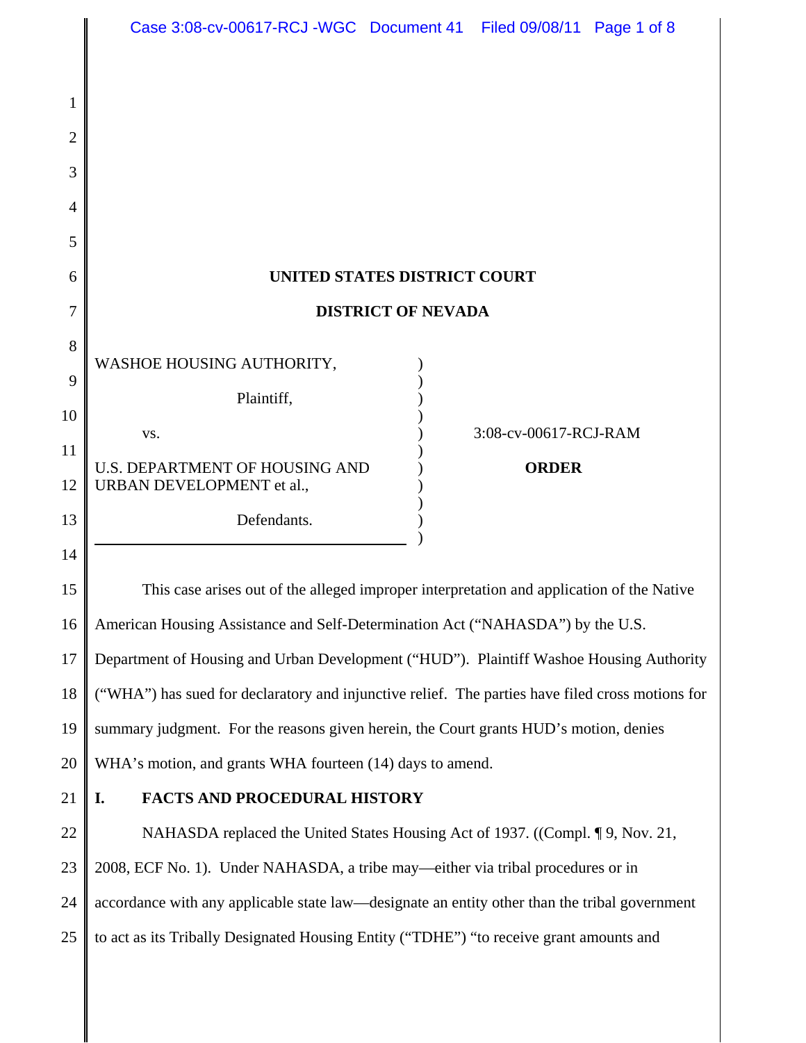**UNITED STATES DISTRICT COURT**

**DISTRICT OF NEVADA**

WASHOE HOUSING AUTHORITY,

Plaintiff,

vs.

U.S. DEPARTMENT OF HOUSING AND URBAN DEVELOPMENT et al.,

Defendants.

3:08-cv-00617-RCJ-RAM

**ORDER**

This case arises out of the alleged improper interpretation and application of the Native American Housing Assistance and Self-Determination Act ("NAHASDA") by the U.S. Department of Housing and Urban Development ("HUD"). Plaintiff Washoe Housing Authority ("WHA") has sued for declaratory and injunctive relief. The parties have filed cross motions for summary judgment. For the reasons given herein, the Court grants HUD's motion, denies WHA's motion, and grants WHA fourteen (14) days to amend.

## I. FACTS AND PROCEDURAL HISTORY

NAHASDA replaced the United States Housing Act of 1937. ((Compl. ¶ 9, Nov. 21, 2008, ECF No. 1). Under NAHASDA, a tribe may—either via tribal procedures or in accordance with any applicable state law—designate an entity other than the tribal government to act as its Tribally Designated Housing Entity ("TDHE") "to receive grant amounts and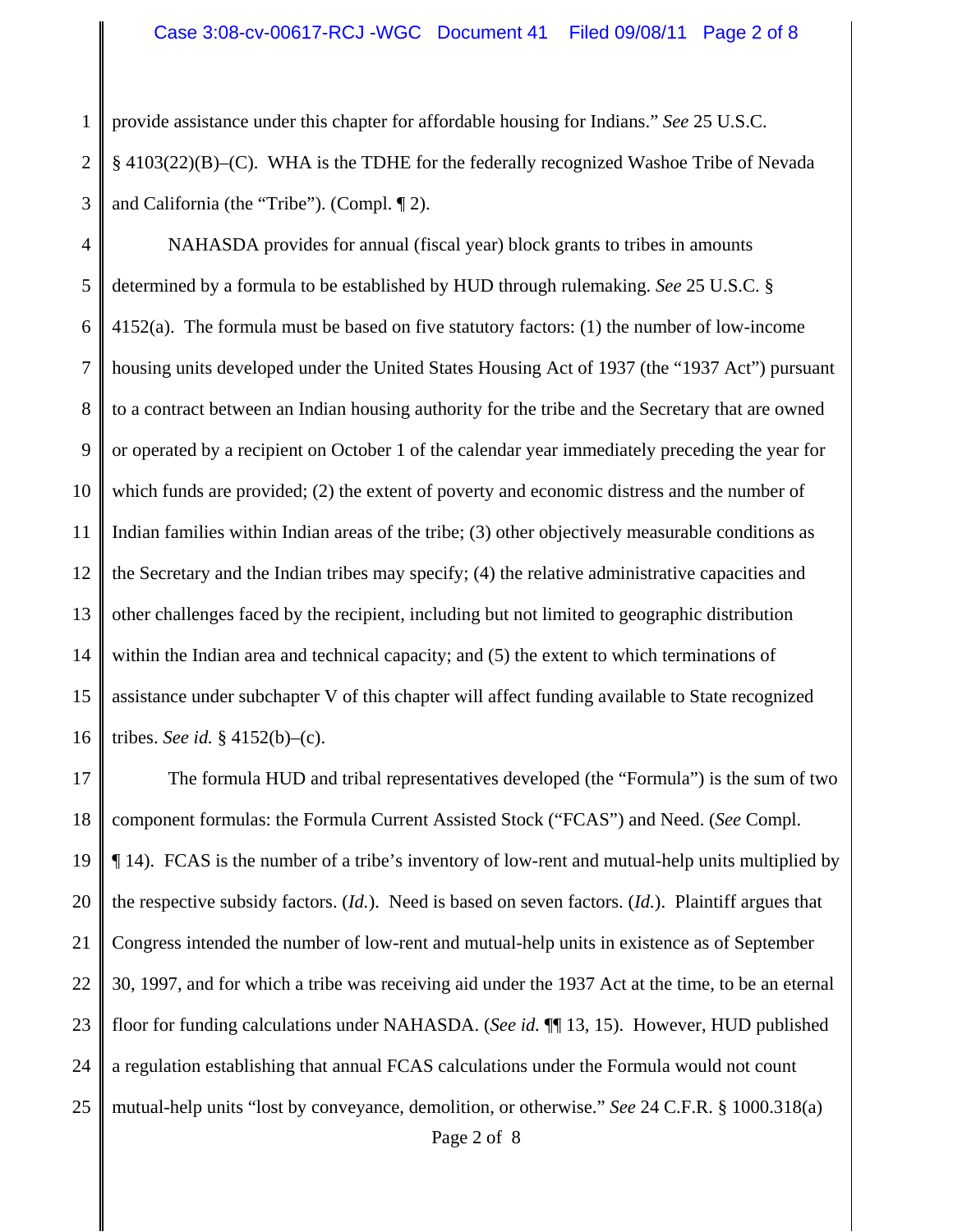provide assistance under this chapter for affordable housing for Indians." *See* 25 U.S.C. § 4103(22)(B)–(C). WHA is the TDHE for the federally recognized Washoe Tribe of Nevada and California (the "Tribe"). (Compl. ¶ 2).

NAHASDA provides for annual (fiscal year) block grants to tribes in amounts determined by a formula to be established by HUD through rulemaking. *See* 25 U.S.C. § 4152(a). The formula must be based on five statutory factors: (1) the number of low-income housing units developed under the United States Housing Act of 1937 (the "1937 Act") pursuant to a contract between an Indian housing authority for the tribe and the Secretary that are owned or operated by a recipient on October 1 of the calendar year immediately preceding the year for which funds are provided; (2) the extent of poverty and economic distress and the number of Indian families within Indian areas of the tribe; (3) other objectively measurable conditions as the Secretary and the Indian tribes may specify; (4) the relative administrative capacities and other challenges faced by the recipient, including but not limited to geographic distribution within the Indian area and technical capacity; and (5) the extent to which terminations of assistance under subchapter V of this chapter will affect funding available to State recognized tribes. *See id.* § 4152(b)–(c).

The formula HUD and tribal representatives developed (the "Formula") is the sum of two component formulas: the Formula Current Assisted Stock ("FCAS") and Need. (*See* Compl. ¶ 14). FCAS is the number of a tribe's inventory of low-rent and mutual-help units multiplied by the respective subsidy factors. (*Id.*). Need is based on seven factors. (*Id.*). Plaintiff argues that Congress intended the number of low-rent and mutual-help units in existence as of September 30, 1997, and for which a tribe was receiving aid under the 1937 Act at the time, to be an eternal floor for funding calculations under NAHASDA. (*See id.* ¶¶ 13, 15). However, HUD published a regulation establishing that annual FCAS calculations under the Formula would not count mutual-help units "lost by conveyance, demolition, or otherwise." *See* 24 C.F.R. § 1000.318(a)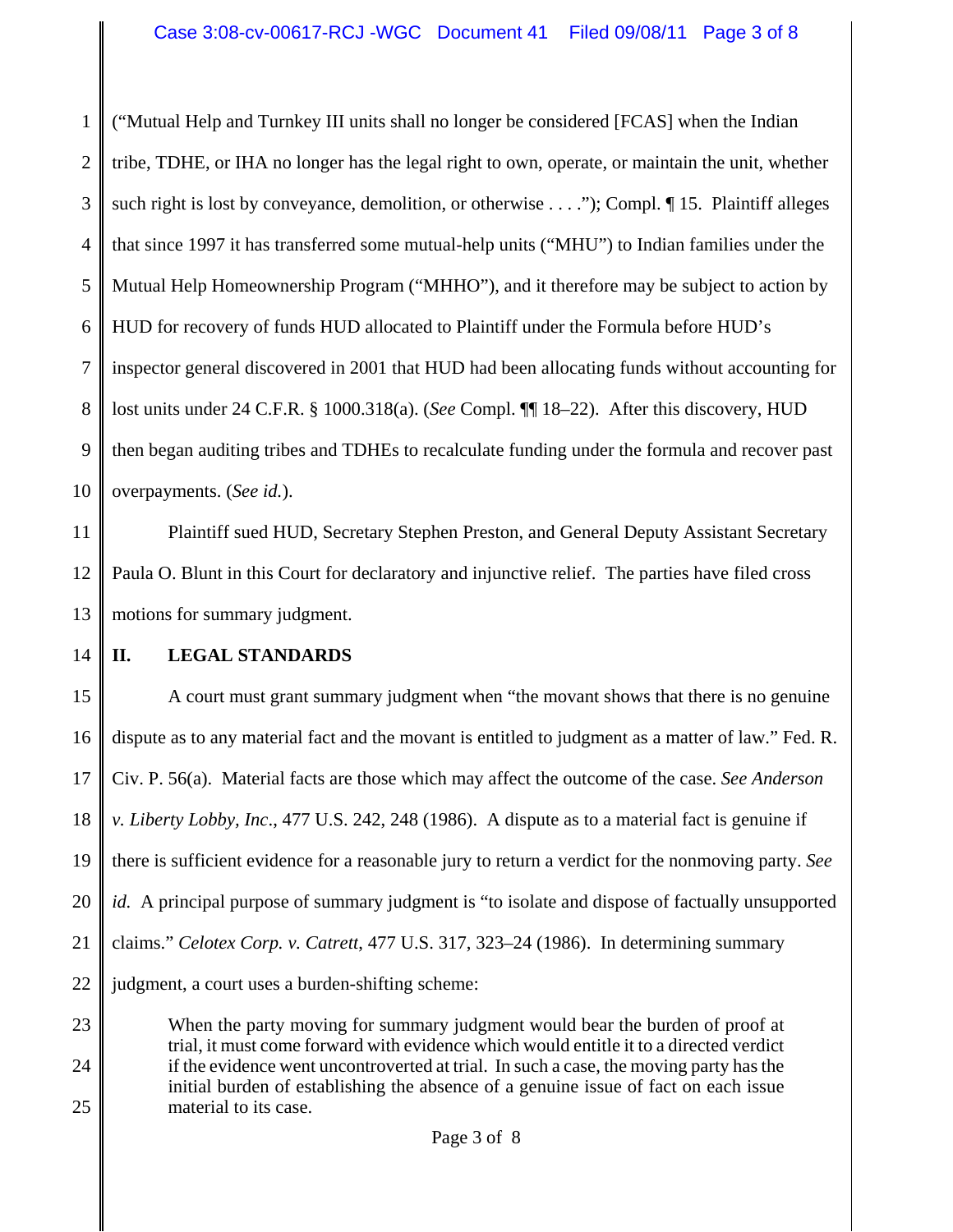("Mutual Help and Turnkey III units shall no longer be considered [FCAS] when the Indian tribe, TDHE, or IHA no longer has the legal right to own, operate, or maintain the unit, whether such right is lost by conveyance, demolition, or otherwise . . . ."); Compl. ¶ 15. Plaintiff alleges that since 1997 it has transferred some mutual-help units ("MHU") to Indian families under the Mutual Help Homeownership Program ("MHHO"), and it therefore may be subject to action by HUD for recovery of funds HUD allocated to Plaintiff under the Formula before HUD's inspector general discovered in 2001 that HUD had been allocating funds without accounting for lost units under 24 C.F.R. § 1000.318(a). (*See* Compl. ¶¶ 18–22). After this discovery, HUD then began auditing tribes and TDHEs to recalculate funding under the formula and recover past overpayments. (*See id.*).

Plaintiff sued HUD, Secretary Stephen Preston, and General Deputy Assistant Secretary Paula O. Blunt in this Court for declaratory and injunctive relief. The parties have filed cross motions for summary judgment.

## II. LEGAL STANDARDS

A court must grant summary judgment when "the movant shows that there is no genuine dispute as to any material fact and the movant is entitled to judgment as a matter of law." Fed. R. Civ. P. 56(a). Material facts are those which may affect the outcome of the case. *See Anderson v. Liberty Lobby, Inc*., 477 U.S. 242, 248 (1986). A dispute as to a material fact is genuine if there is sufficient evidence for a reasonable jury to return a verdict for the nonmoving party. *See id.* A principal purpose of summary judgment is "to isolate and dispose of factually unsupported claims." *Celotex Corp. v. Catrett*, 477 U.S. 317, 323–24 (1986). In determining summary judgment, a court uses a burden-shifting scheme:

> When the party moving for summary judgment would bear the burden of proof at trial, it must come forward with evidence which would entitle it to a directed verdict if the evidence went uncontroverted at trial. In such a case, the moving party has the initial burden of establishing the absence of a genuine issue of fact on each issue material to its case.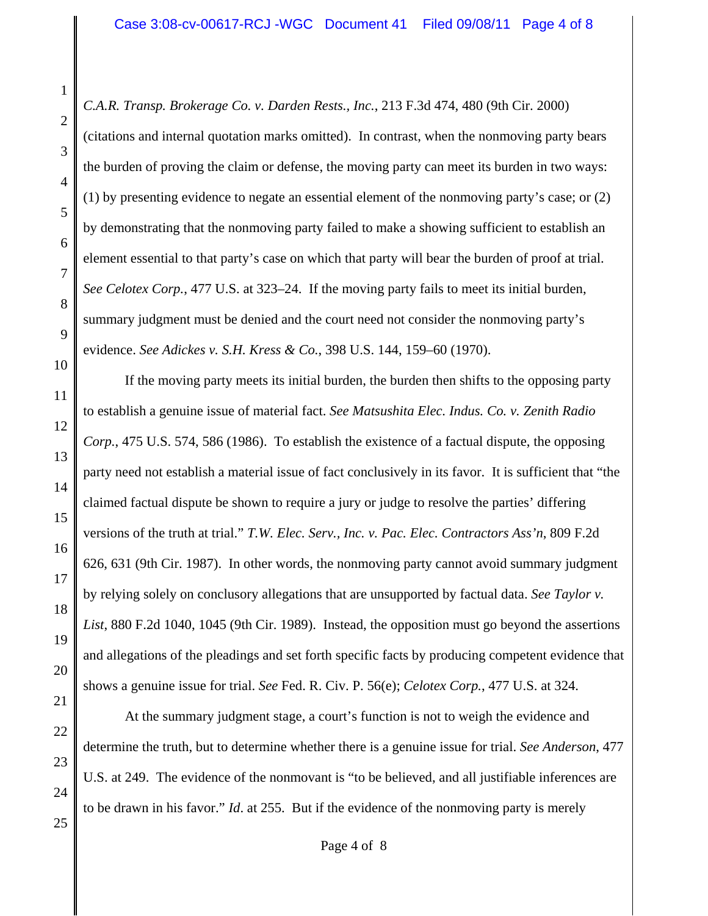*C.A.R. Transp. Brokerage Co. v. Darden Rests., Inc.*, 213 F.3d 474, 480 (9th Cir. 2000) (citations and internal quotation marks omitted). In contrast, when the nonmoving party bears the burden of proving the claim or defense, the moving party can meet its burden in two ways: (1) by presenting evidence to negate an essential element of the nonmoving party's case; or (2) by demonstrating that the nonmoving party failed to make a showing sufficient to establish an element essential to that party's case on which that party will bear the burden of proof at trial. *See Celotex Corp.*, 477 U.S. at 323–24. If the moving party fails to meet its initial burden, summary judgment must be denied and the court need not consider the nonmoving party's evidence. *See Adickes v. S.H. Kress & Co.*, 398 U.S. 144, 159–60 (1970).

If the moving party meets its initial burden, the burden then shifts to the opposing party to establish a genuine issue of material fact. *See Matsushita Elec. Indus. Co. v. Zenith Radio Corp.*, 475 U.S. 574, 586 (1986). To establish the existence of a factual dispute, the opposing party need not establish a material issue of fact conclusively in its favor. It is sufficient that "the claimed factual dispute be shown to require a jury or judge to resolve the parties' differing versions of the truth at trial." *T.W. Elec. Serv., Inc. v. Pac. Elec. Contractors Ass'n*, 809 F.2d 626, 631 (9th Cir. 1987). In other words, the nonmoving party cannot avoid summary judgment by relying solely on conclusory allegations that are unsupported by factual data. *See Taylor v. List*, 880 F.2d 1040, 1045 (9th Cir. 1989). Instead, the opposition must go beyond the assertions and allegations of the pleadings and set forth specific facts by producing competent evidence that shows a genuine issue for trial. *See* Fed. R. Civ. P. 56(e); *Celotex Corp.*, 477 U.S. at 324.

At the summary judgment stage, a court's function is not to weigh the evidence and determine the truth, but to determine whether there is a genuine issue for trial. *See Anderson*, 477 U.S. at 249. The evidence of the nonmovant is "to be believed, and all justifiable inferences are to be drawn in his favor." *Id.* at 255. But if the evidence of the nonmoving party is merely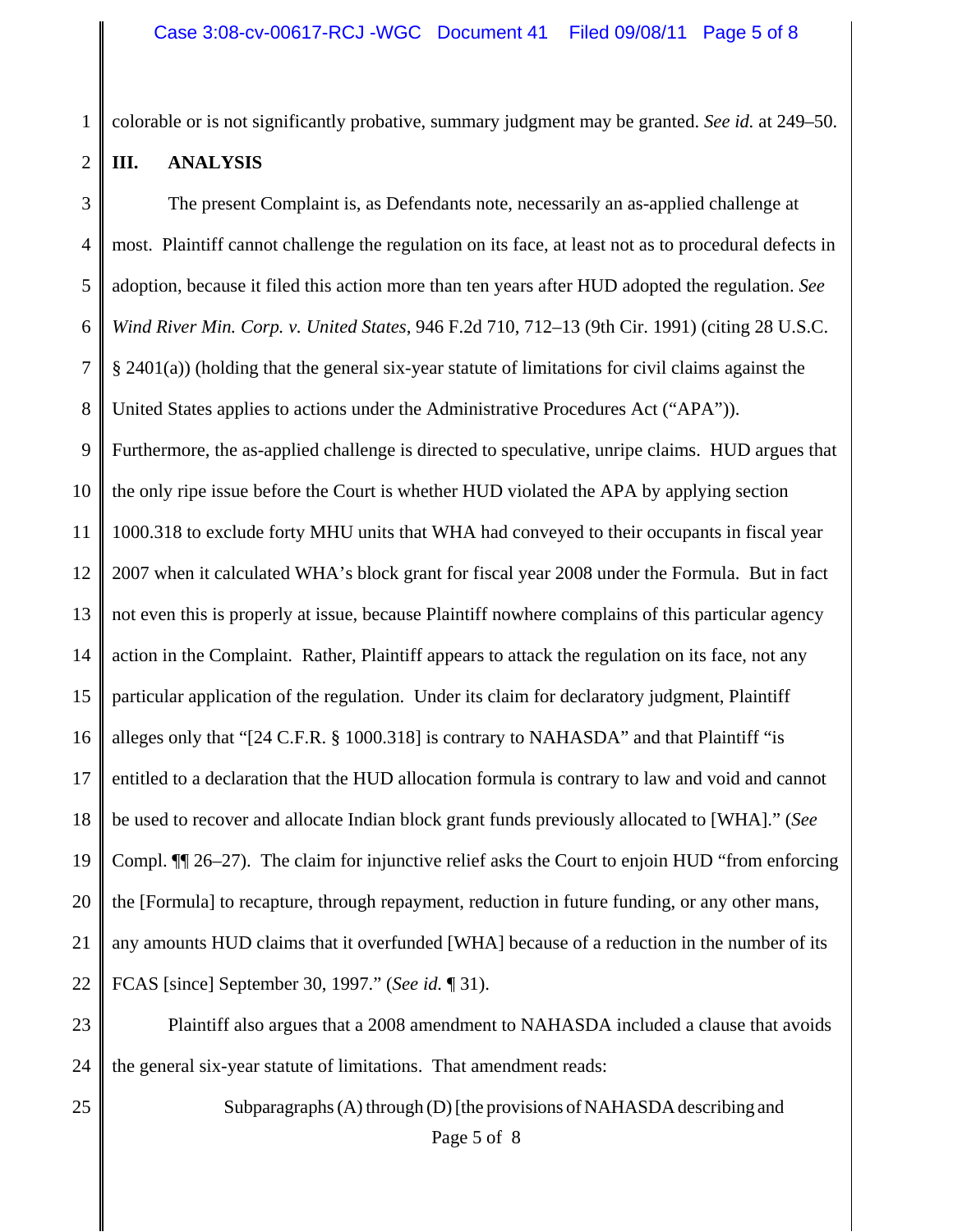colorable or is not significantly probative, summary judgment may be granted. *See id.* at 249–50.

## III. ANALYSIS

The present Complaint is, as Defendants note, necessarily an as-applied challenge at most. Plaintiff cannot challenge the regulation on its face, at least not as to procedural defects in adoption, because it filed this action more than ten years after HUD adopted the regulation. *See Wind River Min. Corp. v. United States*, 946 F.2d 710, 712–13 (9th Cir. 1991) (citing 28 U.S.C. § 2401(a)) (holding that the general six-year statute of limitations for civil claims against the United States applies to actions under the Administrative Procedures Act ("APA")). Furthermore, the as-applied challenge is directed to speculative, unripe claims. HUD argues that the only ripe issue before the Court is whether HUD violated the APA by applying section 1000.318 to exclude forty MHU units that WHA had conveyed to their occupants in fiscal year 2007 when it calculated WHA's block grant for fiscal year 2008 under the Formula. But in fact not even this is properly at issue, because Plaintiff nowhere complains of this particular agency action in the Complaint. Rather, Plaintiff appears to attack the regulation on its face, not any particular application of the regulation. Under its claim for declaratory judgment, Plaintiff alleges only that "[24 C.F.R. § 1000.318] is contrary to NAHASDA" and that Plaintiff "is entitled to a declaration that the HUD allocation formula is contrary to law and void and cannot be used to recover and allocate Indian block grant funds previously allocated to [WHA]." (*See* Compl. ¶¶ 26–27). The claim for injunctive relief asks the Court to enjoin HUD "from enforcing the [Formula] to recapture, through repayment, reduction in future funding, or any other mans, any amounts HUD claims that it overfunded [WHA] because of a reduction in the number of its FCAS [since] September 30, 1997." (*See id.* ¶ 31).

Plaintiff also argues that a 2008 amendment to NAHASDA included a clause that avoids the general six-year statute of limitations. That amendment reads:

> Subparagraphs (A) through (D) [the provisions of NAHASDA describing and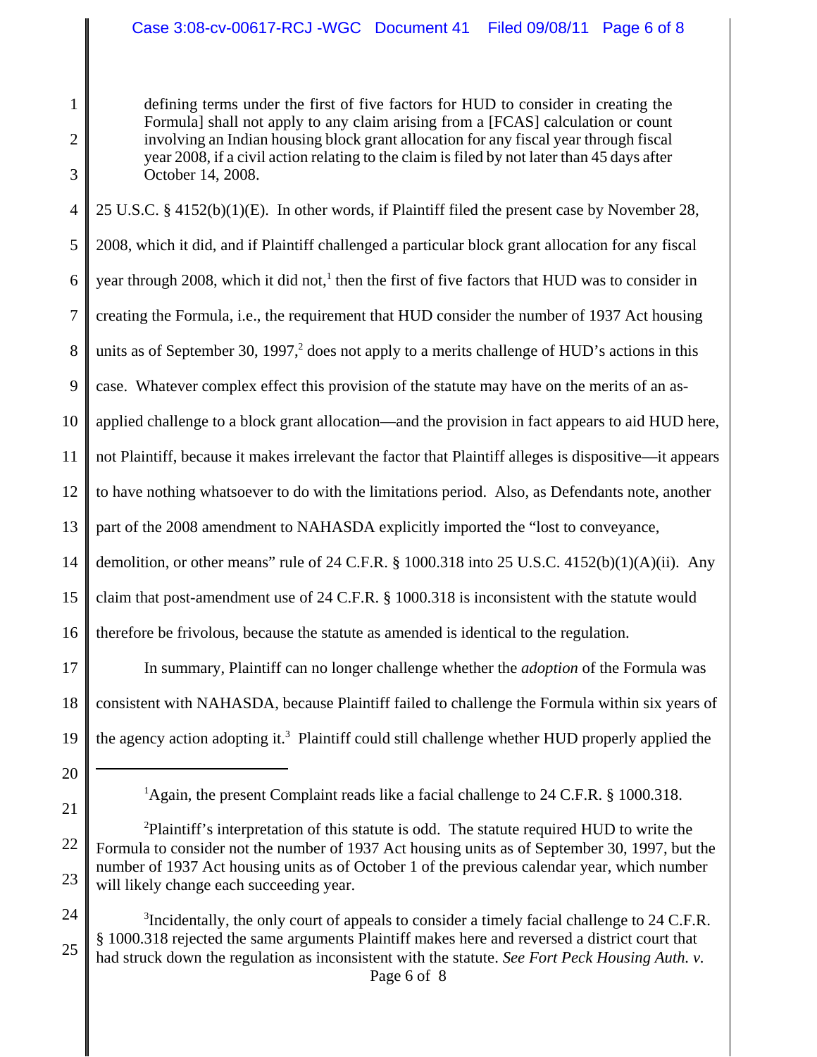> defining terms under the first of five factors for HUD to consider in creating the Formula] shall not apply to any claim arising from a [FCAS] calculation or count involving an Indian housing block grant allocation for any fiscal year through fiscal year 2008, if a civil action relating to the claim is filed by not later than 45 days after October 14, 2008.

25 U.S.C. § 4152(b)(1)(E). In other words, if Plaintiff filed the present case by November 28, 2008, which it did, and if Plaintiff challenged a particular block grant allocation for any fiscal year through 2008, which it did not,[1] then the first of five factors that HUD was to consider in creating the Formula, i.e., the requirement that HUD consider the number of 1937 Act housing units as of September 30, 1997,[2] does not apply to a merits challenge of HUD's actions in this case. Whatever complex effect this provision of the statute may have on the merits of an as-applied challenge to a block grant allocation—and the provision in fact appears to aid HUD here, not Plaintiff, because it makes irrelevant the factor that Plaintiff alleges is dispositive—it appears to have nothing whatsoever to do with the limitations period. Also, as Defendants note, another part of the 2008 amendment to NAHASDA explicitly imported the "lost to conveyance, demolition, or other means" rule of 24 C.F.R. § 1000.318 into 25 U.S.C. 4152(b)(1)(A)(ii). Any claim that post-amendment use of 24 C.F.R. § 1000.318 is inconsistent with the statute would therefore be frivolous, because the statute as amended is identical to the regulation.

In summary, Plaintiff can no longer challenge whether the *adoption* of the Formula was consistent with NAHASDA, because Plaintiff failed to challenge the Formula within six years of the agency action adopting it.[3] Plaintiff could still challenge whether HUD properly applied the

---

[1] Again, the present Complaint reads like a facial challenge to 24 C.F.R. § 1000.318.

[2] Plaintiff's interpretation of this statute is odd. The statute required HUD to write the Formula to consider not the number of 1937 Act housing units as of September 30, 1997, but the number of 1937 Act housing units as of October 1 of the previous calendar year, which number will likely change each succeeding year.

[3] Incidentally, the only court of appeals to consider a timely facial challenge to 24 C.F.R. § 1000.318 rejected the same arguments Plaintiff makes here and reversed a district court that had struck down the regulation as inconsistent with the statute. *See Fort Peck Housing Auth. v.*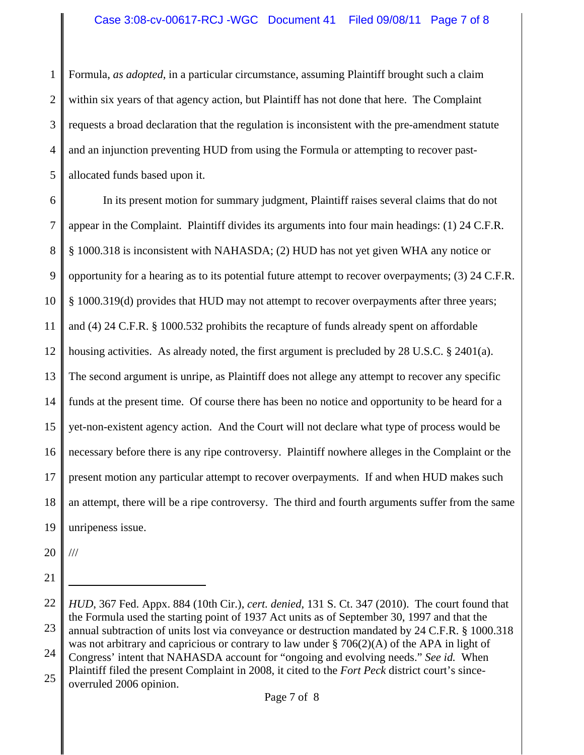Formula, *as adopted*, in a particular circumstance, assuming Plaintiff brought such a claim within six years of that agency action, but Plaintiff has not done that here. The Complaint requests a broad declaration that the regulation is inconsistent with the pre-amendment statute and an injunction preventing HUD from using the Formula or attempting to recover past-allocated funds based upon it.

In its present motion for summary judgment, Plaintiff raises several claims that do not appear in the Complaint. Plaintiff divides its arguments into four main headings: (1) 24 C.F.R. § 1000.318 is inconsistent with NAHASDA; (2) HUD has not yet given WHA any notice or opportunity for a hearing as to its potential future attempt to recover overpayments; (3) 24 C.F.R. § 1000.319(d) provides that HUD may not attempt to recover overpayments after three years; and (4) 24 C.F.R. § 1000.532 prohibits the recapture of funds already spent on affordable housing activities. As already noted, the first argument is precluded by 28 U.S.C. § 2401(a). The second argument is unripe, as Plaintiff does not allege any attempt to recover any specific funds at the present time. Of course there has been no notice and opportunity to be heard for a yet-non-existent agency action. And the Court will not declare what type of process would be necessary before there is any ripe controversy. Plaintiff nowhere alleges in the Complaint or the present motion any particular attempt to recover overpayments. If and when HUD makes such an attempt, there will be a ripe controversy. The third and fourth arguments suffer from the same unripeness issue.

///

---

*HUD*, 367 Fed. Appx. 884 (10th Cir.), *cert. denied*, 131 S. Ct. 347 (2010). The court found that the Formula used the starting point of 1937 Act units as of September 30, 1997 and that the annual subtraction of units lost via conveyance or destruction mandated by 24 C.F.R. § 1000.318 was not arbitrary and capricious or contrary to law under § 706(2)(A) of the APA in light of Congress' intent that NAHASDA account for "ongoing and evolving needs." *See id.* When Plaintiff filed the present Complaint in 2008, it cited to the *Fort Peck* district court's since-overruled 2006 opinion.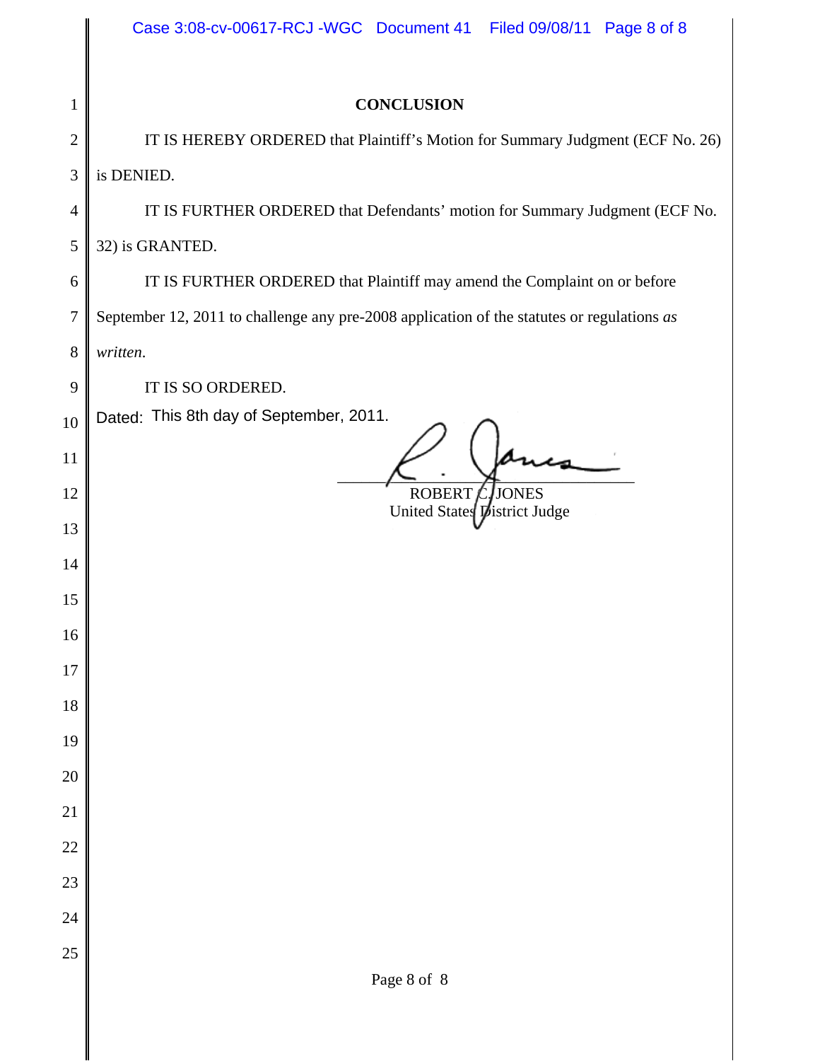**CONCLUSION**

IT IS HEREBY ORDERED that Plaintiff's Motion for Summary Judgment (ECF No. 26) is DENIED.

IT IS FURTHER ORDERED that Defendants' motion for Summary Judgment (ECF No. 32) is GRANTED.

IT IS FURTHER ORDERED that Plaintiff may amend the Complaint on or before September 12, 2011 to challenge any pre-2008 application of the statutes or regulations *as written*.

IT IS SO ORDERED.

Dated: This 8th day of September, 2011.

ROBERT C. JONES
United States District Judge